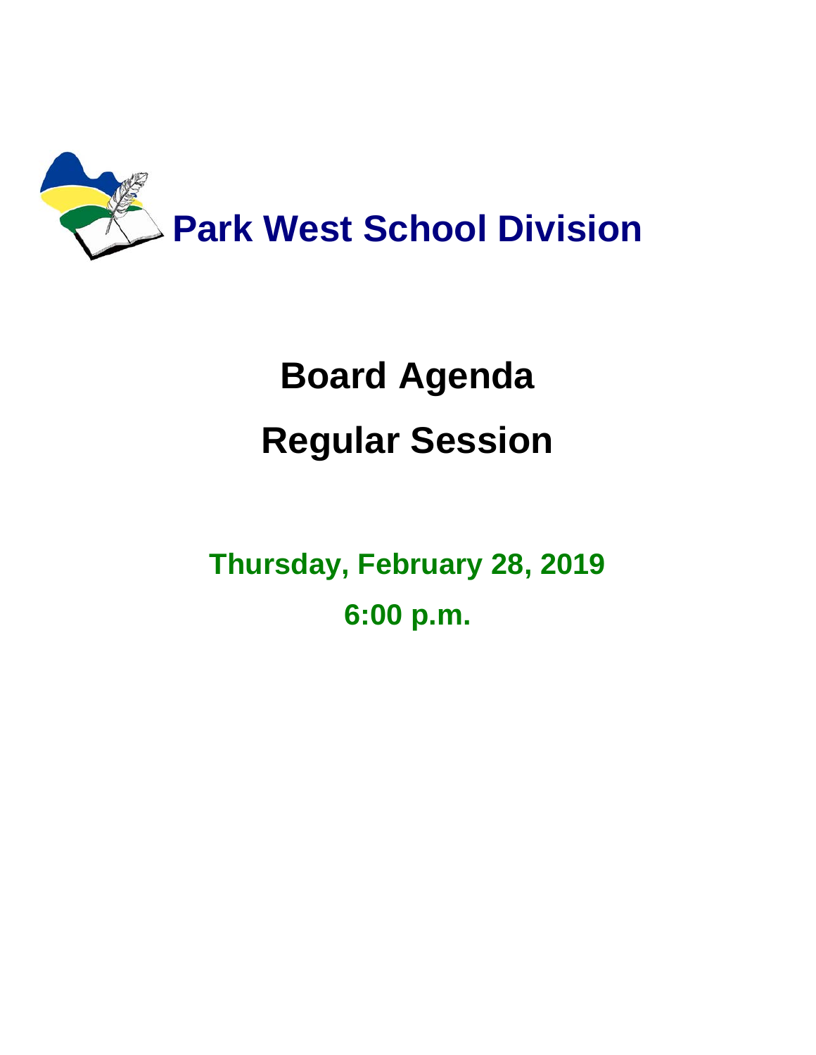# Park West School Division

# Board Agenda

# Regular Session

## Thursday, February 28, 2019

## 6:00 p.m.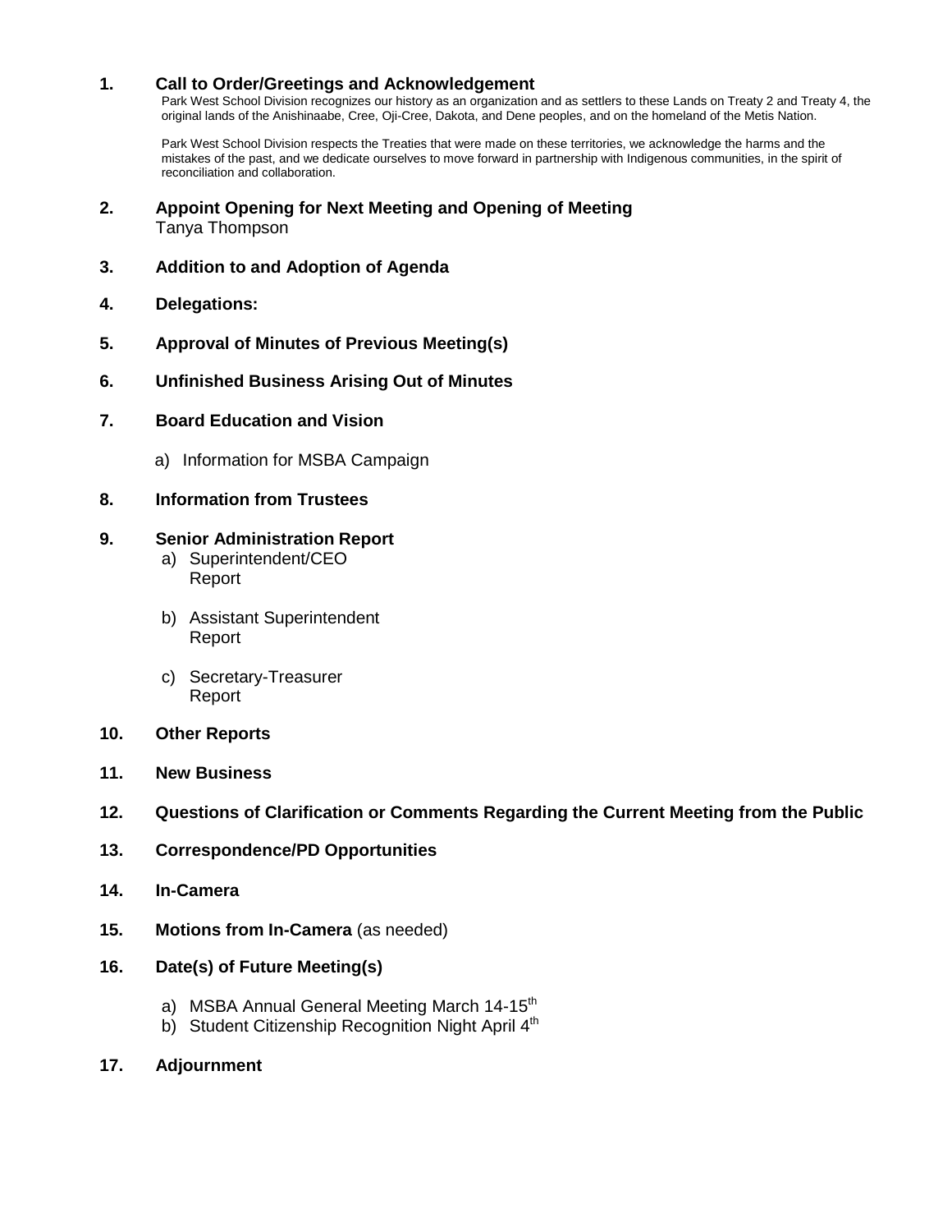**1. Call to Order/Greetings and Acknowledgement**

Park West School Division recognizes our history as an organization and as settlers to these Lands on Treaty 2 and Treaty 4, the original lands of the Anishinaabe, Cree, Oji-Cree, Dakota, and Dene peoples, and on the homeland of the Metis Nation.

Park West School Division respects the Treaties that were made on these territories, we acknowledge the harms and the mistakes of the past, and we dedicate ourselves to move forward in partnership with Indigenous communities, in the spirit of reconciliation and collaboration.

**2. Appoint Opening for Next Meeting and Opening of Meeting**

Tanya Thompson

**3. Addition to and Adoption of Agenda**

**4. Delegations:**

**5. Approval of Minutes of Previous Meeting(s)**

**6. Unfinished Business Arising Out of Minutes**

**7. Board Education and Vision**

a) Information for MSBA Campaign

**8. Information from Trustees**

**9. Senior Administration Report**

a) Superintendent/CEO Report

b) Assistant Superintendent Report

c) Secretary-Treasurer Report

**10. Other Reports**

**11. New Business**

**12. Questions of Clarification or Comments Regarding the Current Meeting from the Public**

**13. Correspondence/PD Opportunities**

**14. In-Camera**

**15. Motions from In-Camera** (as needed)

**16. Date(s) of Future Meeting(s)**

a) MSBA Annual General Meeting March 14-15th

b) Student Citizenship Recognition Night April 4th

**17. Adjournment**